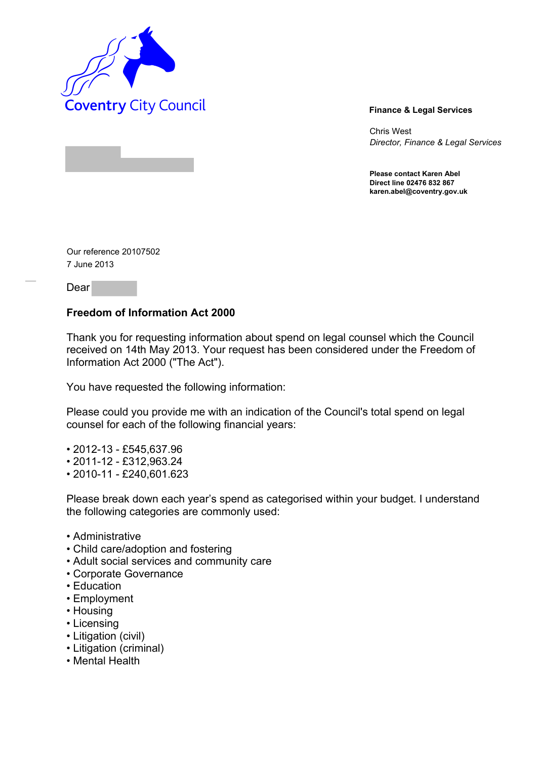Coventry City Council

**Finance & Legal Services**

Chris West
*Director, Finance & Legal Services*

**Please contact Karen Abel**
**Direct line 02476 832 867**
**karen.abel@coventry.gov.uk**

Our reference 20107502
7 June 2013

Dear

**Freedom of Information Act 2000**

Thank you for requesting information about spend on legal counsel which the Council received on 14th May 2013. Your request has been considered under the Freedom of Information Act 2000 ("The Act").

You have requested the following information:

Please could you provide me with an indication of the Council's total spend on legal counsel for each of the following financial years:

- 2012-13 - £545,637.96
- 2011-12 - £312,963.24
- 2010-11 - £240,601.623

Please break down each year's spend as categorised within your budget. I understand the following categories are commonly used:

- Administrative
- Child care/adoption and fostering
- Adult social services and community care
- Corporate Governance
- Education
- Employment
- Housing
- Licensing
- Litigation (civil)
- Litigation (criminal)
- Mental Health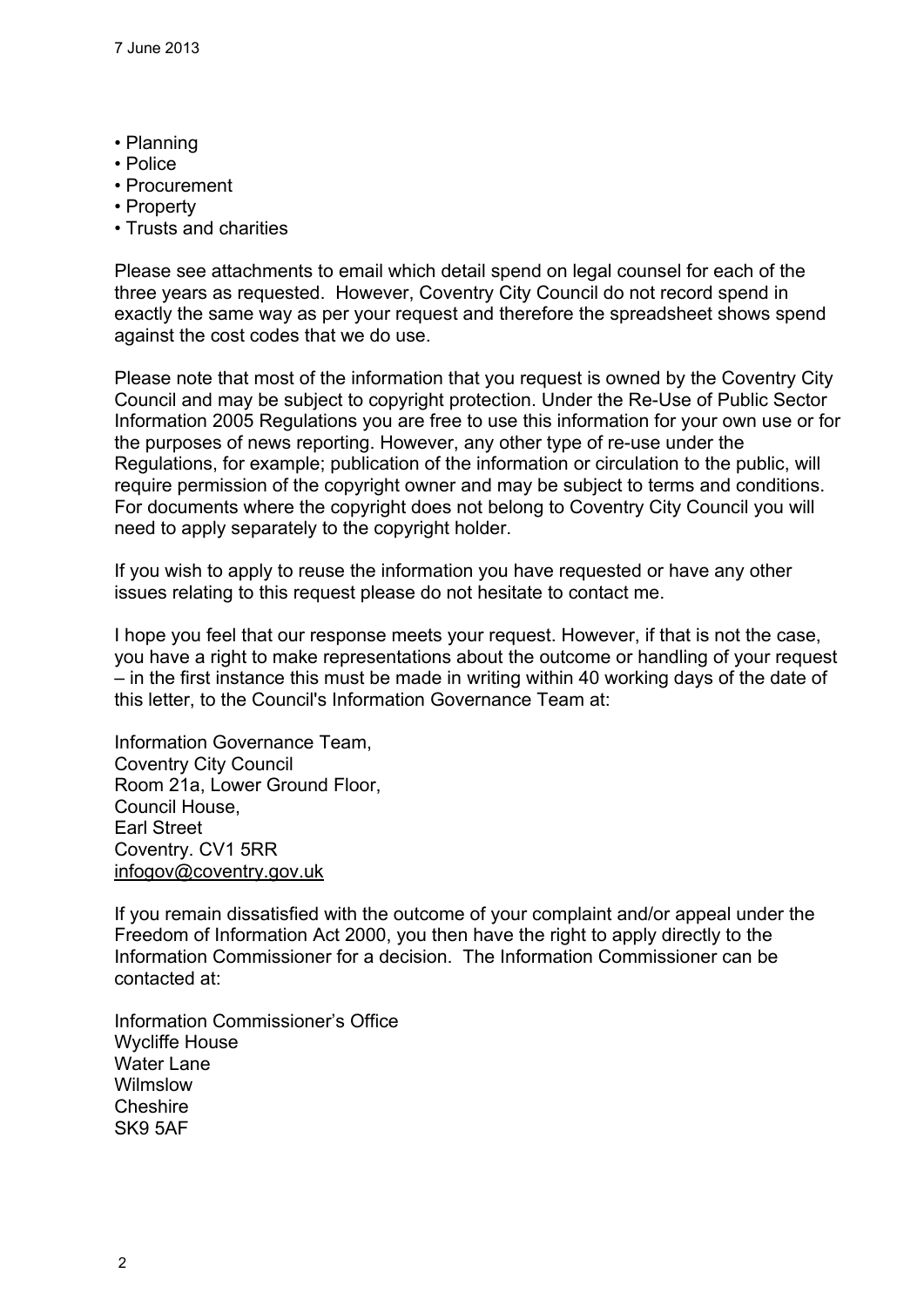7 June 2013

- Planning
- Police
- Procurement
- Property
- Trusts and charities

Please see attachments to email which detail spend on legal counsel for each of the three years as requested. However, Coventry City Council do not record spend in exactly the same way as per your request and therefore the spreadsheet shows spend against the cost codes that we do use.

Please note that most of the information that you request is owned by the Coventry City Council and may be subject to copyright protection. Under the Re-Use of Public Sector Information 2005 Regulations you are free to use this information for your own use or for the purposes of news reporting. However, any other type of re-use under the Regulations, for example; publication of the information or circulation to the public, will require permission of the copyright owner and may be subject to terms and conditions. For documents where the copyright does not belong to Coventry City Council you will need to apply separately to the copyright holder.

If you wish to apply to reuse the information you have requested or have any other issues relating to this request please do not hesitate to contact me.

I hope you feel that our response meets your request. However, if that is not the case, you have a right to make representations about the outcome or handling of your request – in the first instance this must be made in writing within 40 working days of the date of this letter, to the Council's Information Governance Team at:

Information Governance Team,
Coventry City Council
Room 21a, Lower Ground Floor,
Council House,
Earl Street
Coventry. CV1 5RR
infogov@coventry.gov.uk

If you remain dissatisfied with the outcome of your complaint and/or appeal under the Freedom of Information Act 2000, you then have the right to apply directly to the Information Commissioner for a decision. The Information Commissioner can be contacted at:

Information Commissioner's Office
Wycliffe House
Water Lane
Wilmslow
Cheshire
SK9 5AF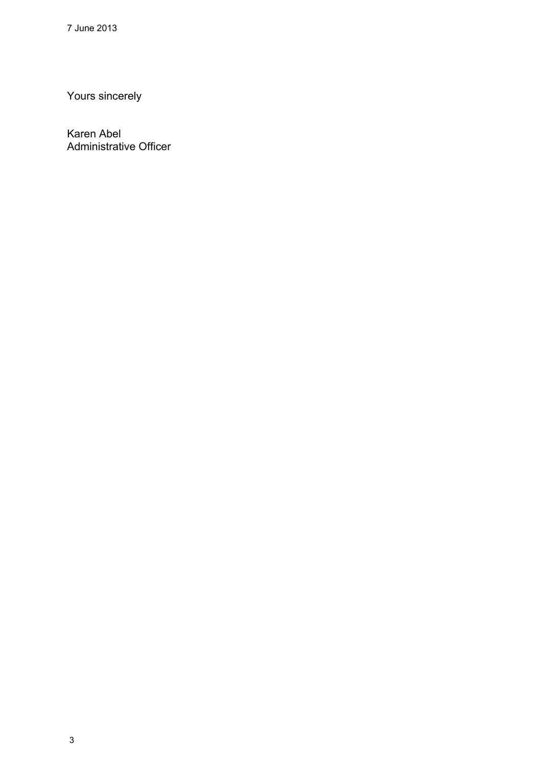7 June 2013

Yours sincerely

Karen Abel
Administrative Officer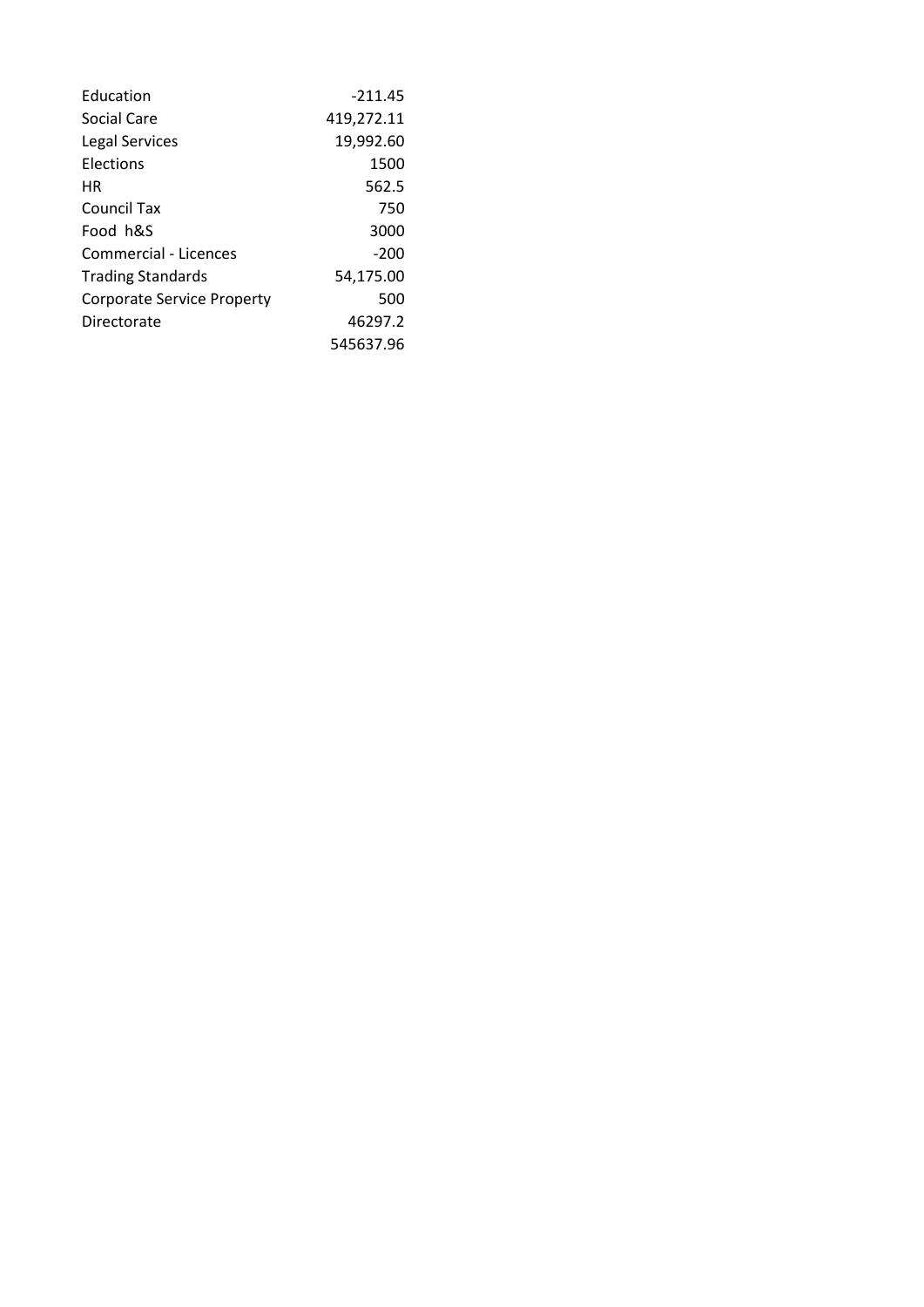| | |
|---|---|
| Education | -211.45 |
| Social Care | 419,272.11 |
| Legal Services | 19,992.60 |
| Elections | 1500 |
| HR | 562.5 |
| Council Tax | 750 |
| Food h&S | 3000 |
| Commercial - Licences | -200 |
| Trading Standards | 54,175.00 |
| Corporate Service Property | 500 |
| Directorate | 46297.2 |
| | 545637.96 |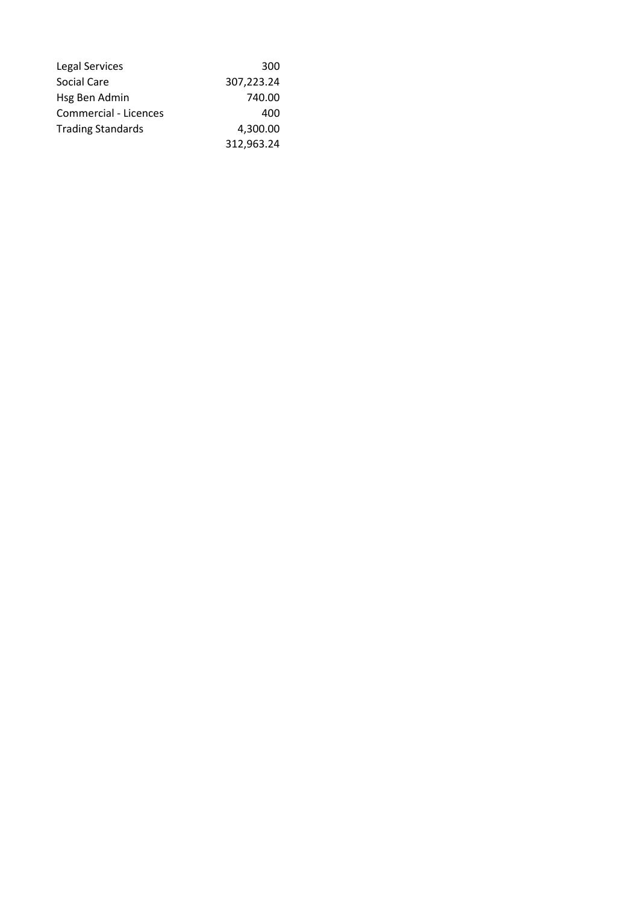| | |
|---|---|
| Legal Services | 300 |
| Social Care | 307,223.24 |
| Hsg Ben Admin | 740.00 |
| Commercial - Licences | 400 |
| Trading Standards | 4,300.00 |
| | 312,963.24 |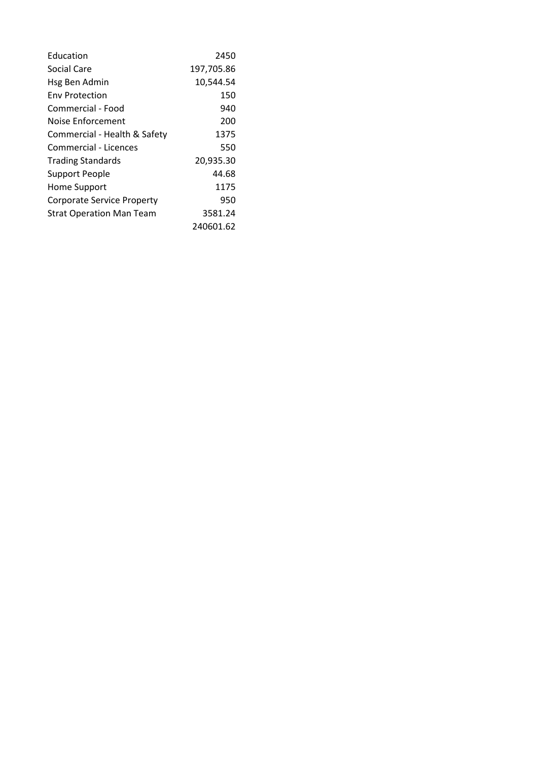| | |
|---|---|
| Education | 2450 |
| Social Care | 197,705.86 |
| Hsg Ben Admin | 10,544.54 |
| Env Protection | 150 |
| Commercial - Food | 940 |
| Noise Enforcement | 200 |
| Commercial - Health & Safety | 1375 |
| Commercial - Licences | 550 |
| Trading Standards | 20,935.30 |
| Support People | 44.68 |
| Home Support | 1175 |
| Corporate Service Property | 950 |
| Strat Operation Man Team | 3581.24 |
| | 240601.62 |